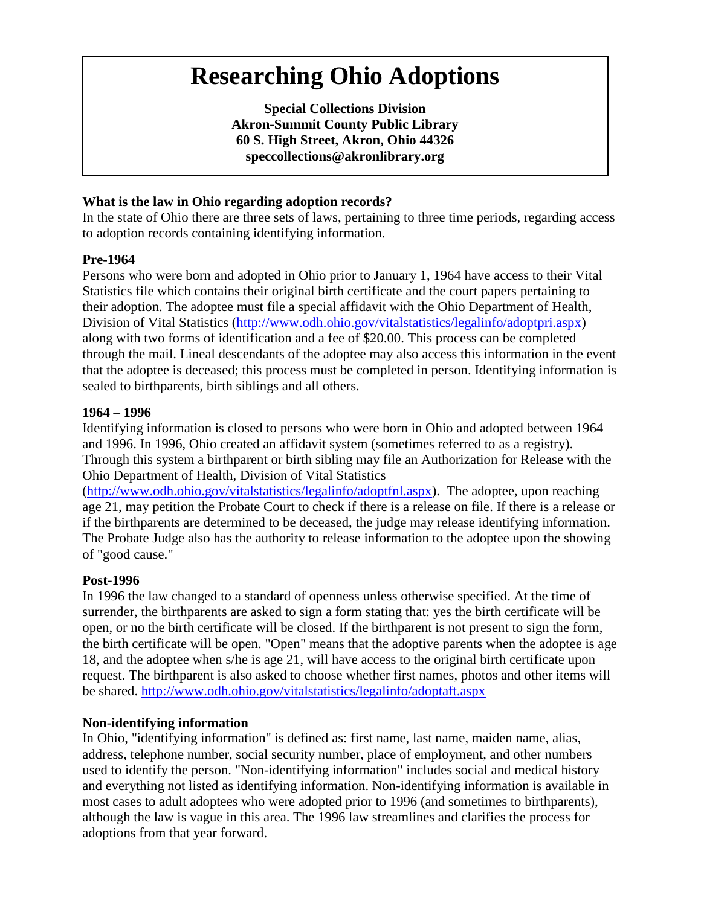# Researching Ohio Adoptions

**Special Collections Division**
**Akron-Summit County Public Library**
**60 S. High Street, Akron, Ohio 44326**
**speccollections@akronlibrary.org**

**What is the law in Ohio regarding adoption records?**
In the state of Ohio there are three sets of laws, pertaining to three time periods, regarding access to adoption records containing identifying information.

**Pre-1964**
Persons who were born and adopted in Ohio prior to January 1, 1964 have access to their Vital Statistics file which contains their original birth certificate and the court papers pertaining to their adoption. The adoptee must file a special affidavit with the Ohio Department of Health, Division of Vital Statistics (http://www.odh.ohio.gov/vitalstatistics/legalinfo/adoptpri.aspx) along with two forms of identification and a fee of $20.00. This process can be completed through the mail. Lineal descendants of the adoptee may also access this information in the event that the adoptee is deceased; this process must be completed in person. Identifying information is sealed to birthparents, birth siblings and all others.

**1964 – 1996**
Identifying information is closed to persons who were born in Ohio and adopted between 1964 and 1996. In 1996, Ohio created an affidavit system (sometimes referred to as a registry). Through this system a birthparent or birth sibling may file an Authorization for Release with the Ohio Department of Health, Division of Vital Statistics (http://www.odh.ohio.gov/vitalstatistics/legalinfo/adoptfnl.aspx). The adoptee, upon reaching age 21, may petition the Probate Court to check if there is a release on file. If there is a release or if the birthparents are determined to be deceased, the judge may release identifying information. The Probate Judge also has the authority to release information to the adoptee upon the showing of "good cause."

**Post-1996**
In 1996 the law changed to a standard of openness unless otherwise specified. At the time of surrender, the birthparents are asked to sign a form stating that: yes the birth certificate will be open, or no the birth certificate will be closed. If the birthparent is not present to sign the form, the birth certificate will be open. "Open" means that the adoptive parents when the adoptee is age 18, and the adoptee when s/he is age 21, will have access to the original birth certificate upon request. The birthparent is also asked to choose whether first names, photos and other items will be shared. http://www.odh.ohio.gov/vitalstatistics/legalinfo/adoptaft.aspx

**Non-identifying information**
In Ohio, "identifying information" is defined as: first name, last name, maiden name, alias, address, telephone number, social security number, place of employment, and other numbers used to identify the person. "Non-identifying information" includes social and medical history and everything not listed as identifying information. Non-identifying information is available in most cases to adult adoptees who were adopted prior to 1996 (and sometimes to birthparents), although the law is vague in this area. The 1996 law streamlines and clarifies the process for adoptions from that year forward.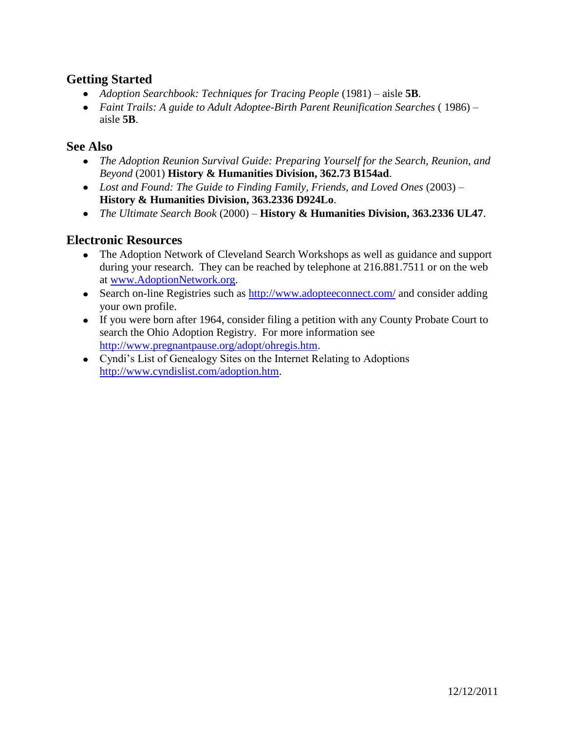## Getting Started

- *Adoption Searchbook: Techniques for Tracing People* (1981) – aisle **5B**.
- *Faint Trails: A guide to Adult Adoptee-Birth Parent Reunification Searches* ( 1986) – aisle **5B**.

## See Also

- *The Adoption Reunion Survival Guide: Preparing Yourself for the Search, Reunion, and Beyond* (2001) **History & Humanities Division, 362.73 B154ad**.
- *Lost and Found: The Guide to Finding Family, Friends, and Loved Ones* (2003) – **History & Humanities Division, 363.2336 D924Lo**.
- *The Ultimate Search Book* (2000) – **History & Humanities Division, 363.2336 UL47**.

## Electronic Resources

- The Adoption Network of Cleveland Search Workshops as well as guidance and support during your research. They can be reached by telephone at 216.881.7511 or on the web at [www.AdoptionNetwork.org](http://www.AdoptionNetwork.org).
- Search on-line Registries such as [http://www.adopteeconnect.com/](http://www.adopteeconnect.com/) and consider adding your own profile.
- If you were born after 1964, consider filing a petition with any County Probate Court to search the Ohio Adoption Registry. For more information see [http://www.pregnantpause.org/adopt/ohregis.htm](http://www.pregnantpause.org/adopt/ohregis.htm).
- Cyndi's List of Genealogy Sites on the Internet Relating to Adoptions [http://www.cyndislist.com/adoption.htm](http://www.cyndislist.com/adoption.htm).

12/12/2011